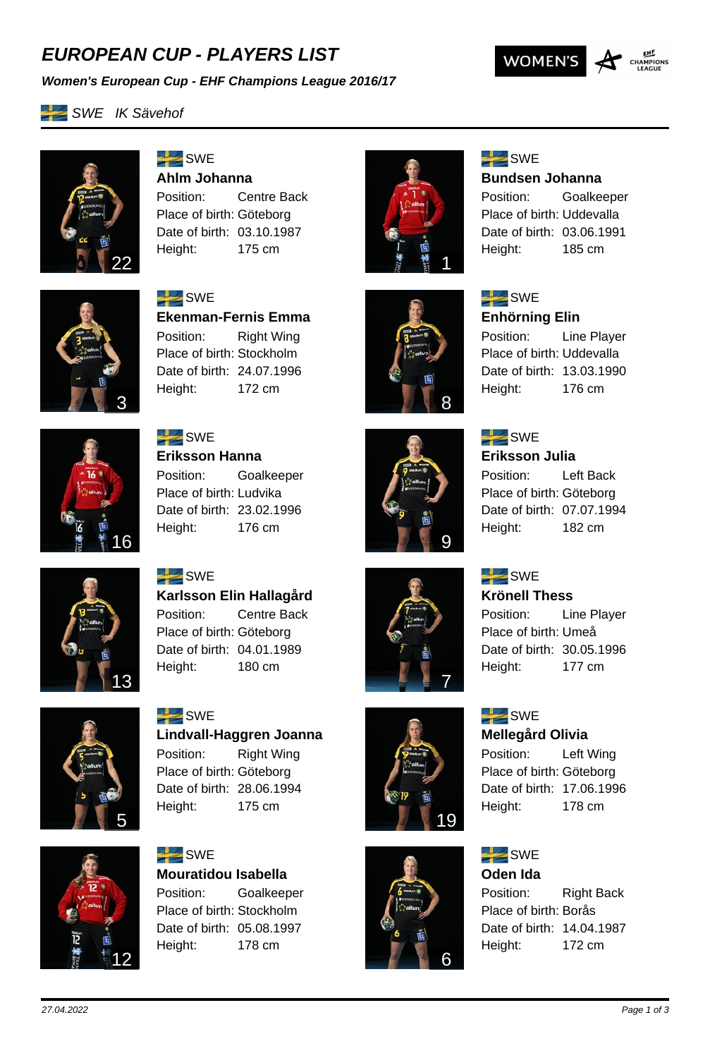# EUROPEAN CUP - PLAYERS LIST

***Women's European Cup - EHF Champions League 2016/17***

*SWE IK Sävehof*

---

22

SWE
**Ahlm Johanna**
Position: Centre Back
Place of birth: Göteborg
Date of birth: 03.10.1987
Height: 175 cm

1

SWE
**Bundsen Johanna**
Position: Goalkeeper
Place of birth: Uddevalla
Date of birth: 03.06.1991
Height: 185 cm

3

SWE
**Ekenman-Fernis Emma**
Position: Right Wing
Place of birth: Stockholm
Date of birth: 24.07.1996
Height: 172 cm

8

SWE
**Enhörning Elin**
Position: Line Player
Place of birth: Uddevalla
Date of birth: 13.03.1990
Height: 176 cm

16

SWE
**Eriksson Hanna**
Position: Goalkeeper
Place of birth: Ludvika
Date of birth: 23.02.1996
Height: 176 cm

9

SWE
**Eriksson Julia**
Position: Left Back
Place of birth: Göteborg
Date of birth: 07.07.1994
Height: 182 cm

13

SWE
**Karlsson Elin Hallagård**
Position: Centre Back
Place of birth: Göteborg
Date of birth: 04.01.1989
Height: 180 cm

7

SWE
**Krönell Thess**
Position: Line Player
Place of birth: Umeå
Date of birth: 30.05.1996
Height: 177 cm

5

SWE
**Lindvall-Haggren Joanna**
Position: Right Wing
Place of birth: Göteborg
Date of birth: 28.06.1994
Height: 175 cm

19

SWE
**Mellegård Olivia**
Position: Left Wing
Place of birth: Göteborg
Date of birth: 17.06.1996
Height: 178 cm

12

SWE
**Mouratidou Isabella**
Position: Goalkeeper
Place of birth: Stockholm
Date of birth: 05.08.1997
Height: 178 cm

6

SWE
**Oden Ida**
Position: Right Back
Place of birth: Borås
Date of birth: 14.04.1987
Height: 172 cm

---

*27.04.2022*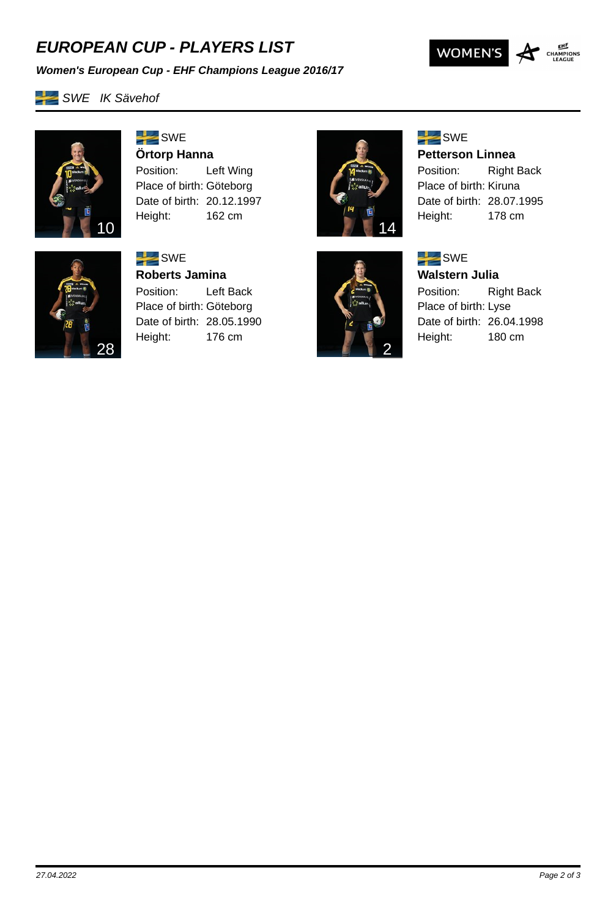# EUROPEAN CUP - PLAYERS LIST

***Women's European Cup - EHF Champions League 2016/17***

*SWE IK Sävehof*

10

SWE

**Örtorp Hanna**

Position: Left Wing
Place of birth: Göteborg
Date of birth: 20.12.1997
Height: 162 cm

14

SWE

**Petterson Linnea**

Position: Right Back
Place of birth: Kiruna
Date of birth: 28.07.1995
Height: 178 cm

28

SWE

**Roberts Jamina**

Position: Left Back
Place of birth: Göteborg
Date of birth: 28.05.1990
Height: 176 cm

2

SWE

**Walstern Julia**

Position: Right Back
Place of birth: Lyse
Date of birth: 26.04.1998
Height: 180 cm

*27.04.2022*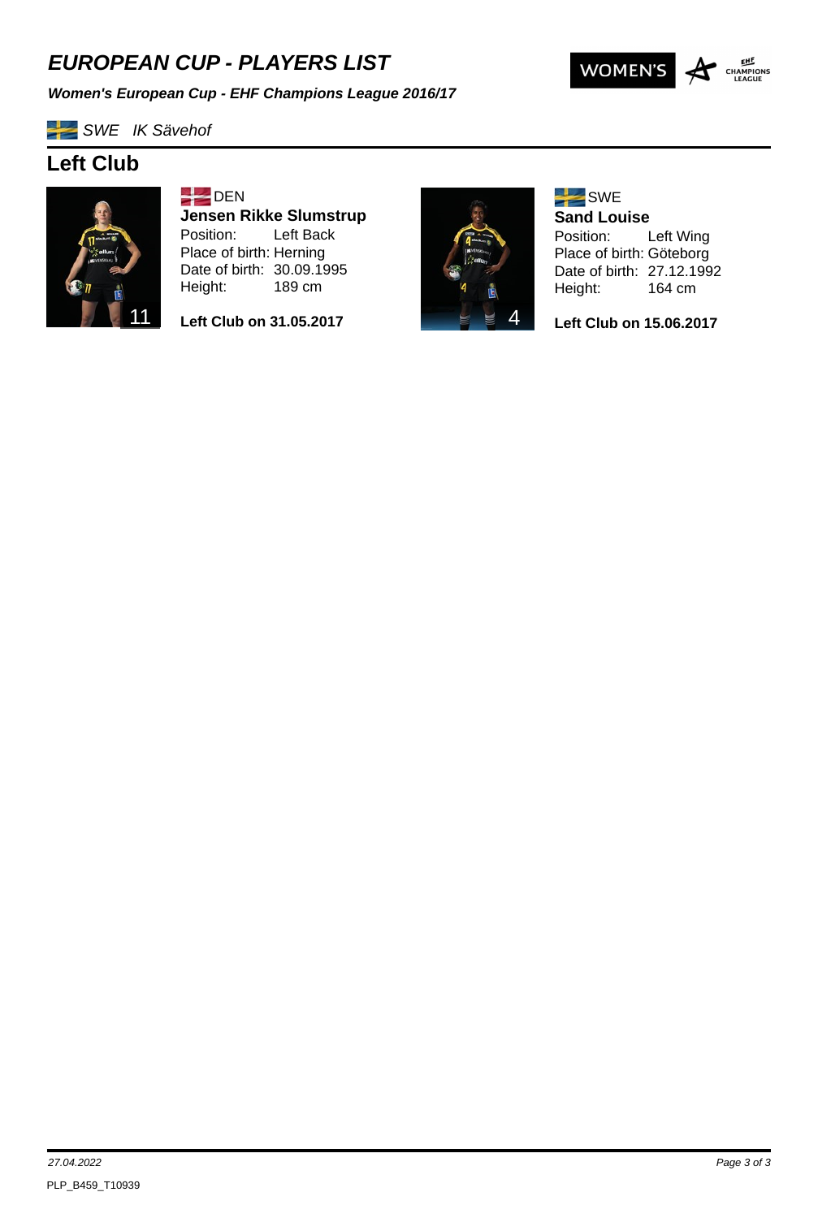# EUROPEAN CUP - PLAYERS LIST

***Women's European Cup - EHF Champions League 2016/17***

*SWE IK Sävehof*

## Left Club

11

DEN
**Jensen Rikke Slumstrup**
Position: Left Back
Place of birth: Herning
Date of birth: 30.09.1995
Height: 189 cm

**Left Club on 31.05.2017**

4

SWE
**Sand Louise**
Position: Left Wing
Place of birth: Göteborg
Date of birth: 27.12.1992
Height: 164 cm

**Left Club on 15.06.2017**

*27.04.2022*

PLP_B459_T10939